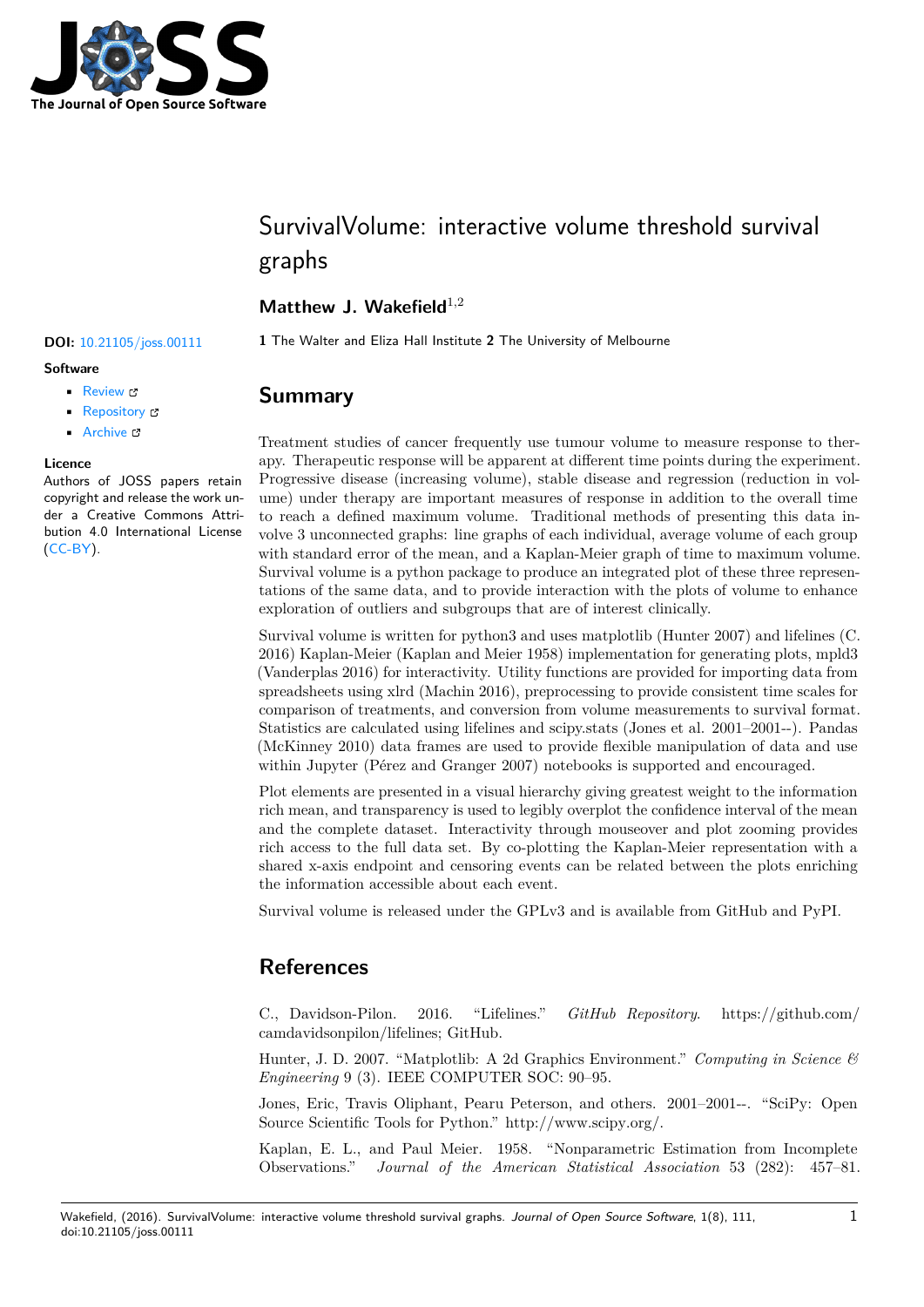# SurvivalVolume: interactive volume threshold survival graphs

**Matthew J. Wakefield**[1,2]

**1** The Walter and Eliza Hall Institute **2** The University of Melbourne

**DOI:** 10.21105/joss.00111

**Software**

- Review
- Repository
- Archive

**Licence**

Authors of JOSS papers retain copyright and release the work under a Creative Commons Attribution 4.0 International License (CC-BY).

## Summary

Treatment studies of cancer frequently use tumour volume to measure response to therapy. Therapeutic response will be apparent at different time points during the experiment. Progressive disease (increasing volume), stable disease and regression (reduction in volume) under therapy are important measures of response in addition to the overall time to reach a defined maximum volume. Traditional methods of presenting this data involve 3 unconnected graphs: line graphs of each individual, average volume of each group with standard error of the mean, and a Kaplan-Meier graph of time to maximum volume. Survival volume is a python package to produce an integrated plot of these three representations of the same data, and to provide interaction with the plots of volume to enhance exploration of outliers and subgroups that are of interest clinically.

Survival volume is written for python3 and uses matplotlib (Hunter 2007) and lifelines (C. 2016) Kaplan-Meier (Kaplan and Meier 1958) implementation for generating plots, mpld3 (Vanderplas 2016) for interactivity. Utility functions are provided for importing data from spreadsheets using xlrd (Machin 2016), preprocessing to provide consistent time scales for comparison of treatments, and conversion from volume measurements to survival format. Statistics are calculated using lifelines and scipy.stats (Jones et al. 2001–2001--). Pandas (McKinney 2010) data frames are used to provide flexible manipulation of data and use within Jupyter (Pérez and Granger 2007) notebooks is supported and encouraged.

Plot elements are presented in a visual hierarchy giving greatest weight to the information rich mean, and transparency is used to legibly overplot the confidence interval of the mean and the complete dataset. Interactivity through mouseover and plot zooming provides rich access to the full data set. By co-plotting the Kaplan-Meier representation with a shared x-axis endpoint and censoring events can be related between the plots enriching the information accessible about each event.

Survival volume is released under the GPLv3 and is available from GitHub and PyPI.

## References

C., Davidson-Pilon. 2016. "Lifelines." *GitHub Repository*. https://github.com/camdavidsonpilon/lifelines; GitHub.

Hunter, J. D. 2007. "Matplotlib: A 2d Graphics Environment." *Computing in Science & Engineering* 9 (3). IEEE COMPUTER SOC: 90–95.

Jones, Eric, Travis Oliphant, Pearu Peterson, and others. 2001–2001--. "SciPy: Open Source Scientific Tools for Python." http://www.scipy.org/.

Kaplan, E. L., and Paul Meier. 1958. "Nonparametric Estimation from Incomplete Observations." *Journal of the American Statistical Association* 53 (282): 457–81.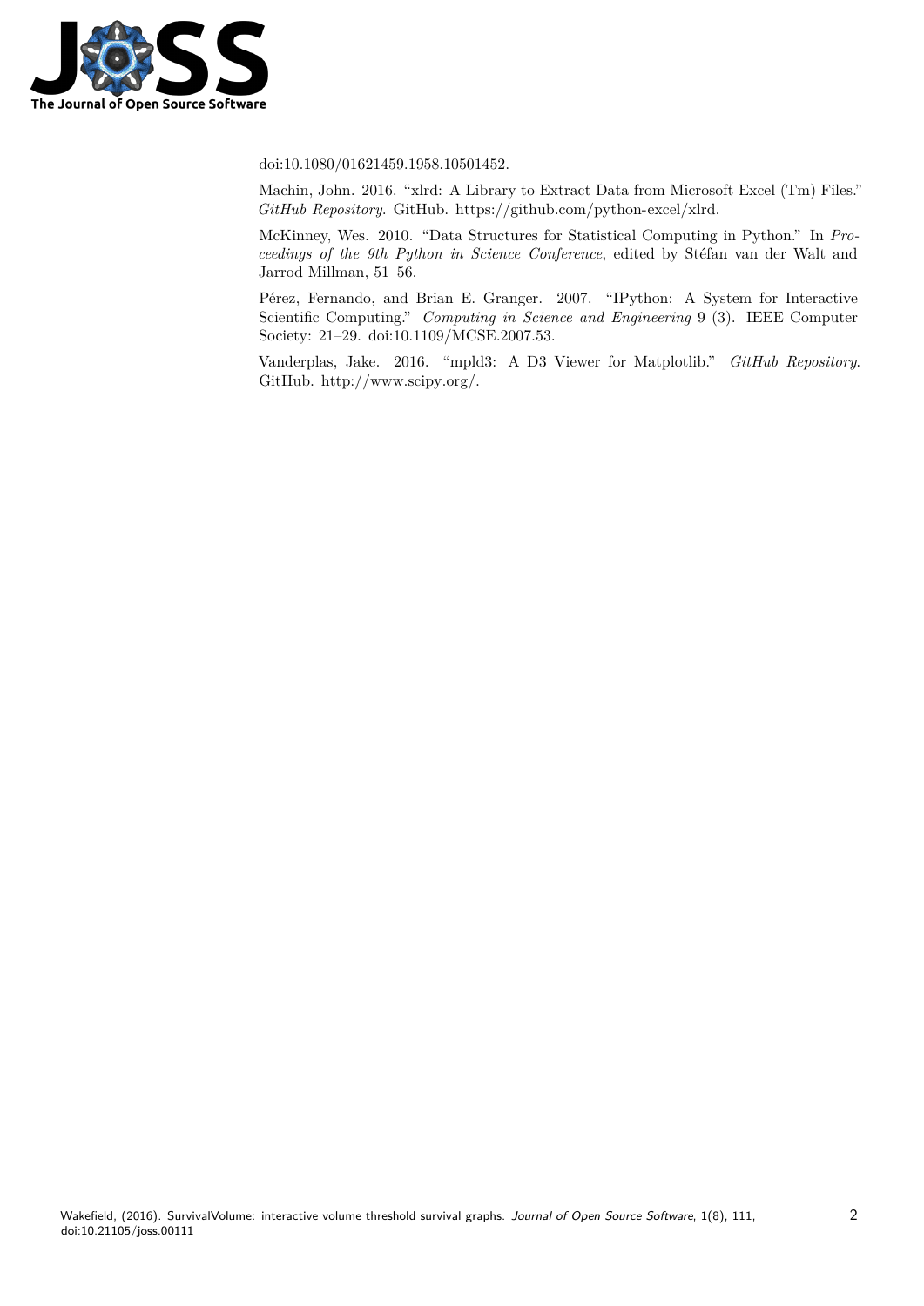doi:10.1080/01621459.1958.10501452.

Machin, John. 2016. "xlrd: A Library to Extract Data from Microsoft Excel (Tm) Files." *GitHub Repository*. GitHub. https://github.com/python-excel/xlrd.

McKinney, Wes. 2010. "Data Structures for Statistical Computing in Python." In *Proceedings of the 9th Python in Science Conference*, edited by Stéfan van der Walt and Jarrod Millman, 51–56.

Pérez, Fernando, and Brian E. Granger. 2007. "IPython: A System for Interactive Scientific Computing." *Computing in Science and Engineering* 9 (3). IEEE Computer Society: 21–29. doi:10.1109/MCSE.2007.53.

Vanderplas, Jake. 2016. "mpld3: A D3 Viewer for Matplotlib." *GitHub Repository*. GitHub. http://www.scipy.org/.